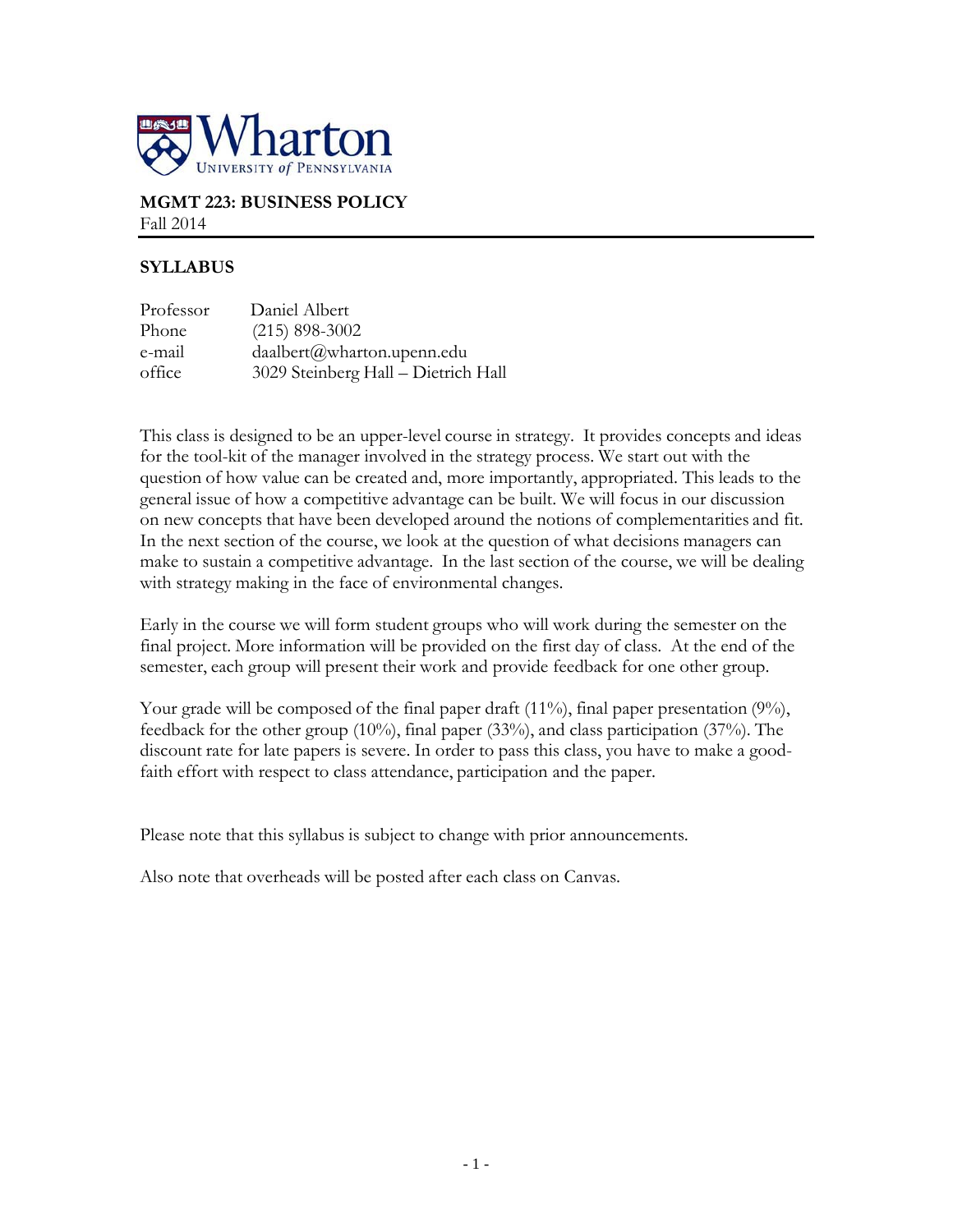# MGMT 223: BUSINESS POLICY

Fall 2014

## SYLLABUS

| | |
|---|---|
| Professor | Daniel Albert |
| Phone | (215) 898-3002 |
| e-mail | daalbert@wharton.upenn.edu |
| office | 3029 Steinberg Hall – Dietrich Hall |

This class is designed to be an upper-level course in strategy. It provides concepts and ideas for the tool-kit of the manager involved in the strategy process. We start out with the question of how value can be created and, more importantly, appropriated. This leads to the general issue of how a competitive advantage can be built. We will focus in our discussion on new concepts that have been developed around the notions of complementarities and fit. In the next section of the course, we look at the question of what decisions managers can make to sustain a competitive advantage. In the last section of the course, we will be dealing with strategy making in the face of environmental changes.

Early in the course we will form student groups who will work during the semester on the final project. More information will be provided on the first day of class. At the end of the semester, each group will present their work and provide feedback for one other group.

Your grade will be composed of the final paper draft (11%), final paper presentation (9%), feedback for the other group (10%), final paper (33%), and class participation (37%). The discount rate for late papers is severe. In order to pass this class, you have to make a good-faith effort with respect to class attendance, participation and the paper.

Please note that this syllabus is subject to change with prior announcements.

Also note that overheads will be posted after each class on Canvas.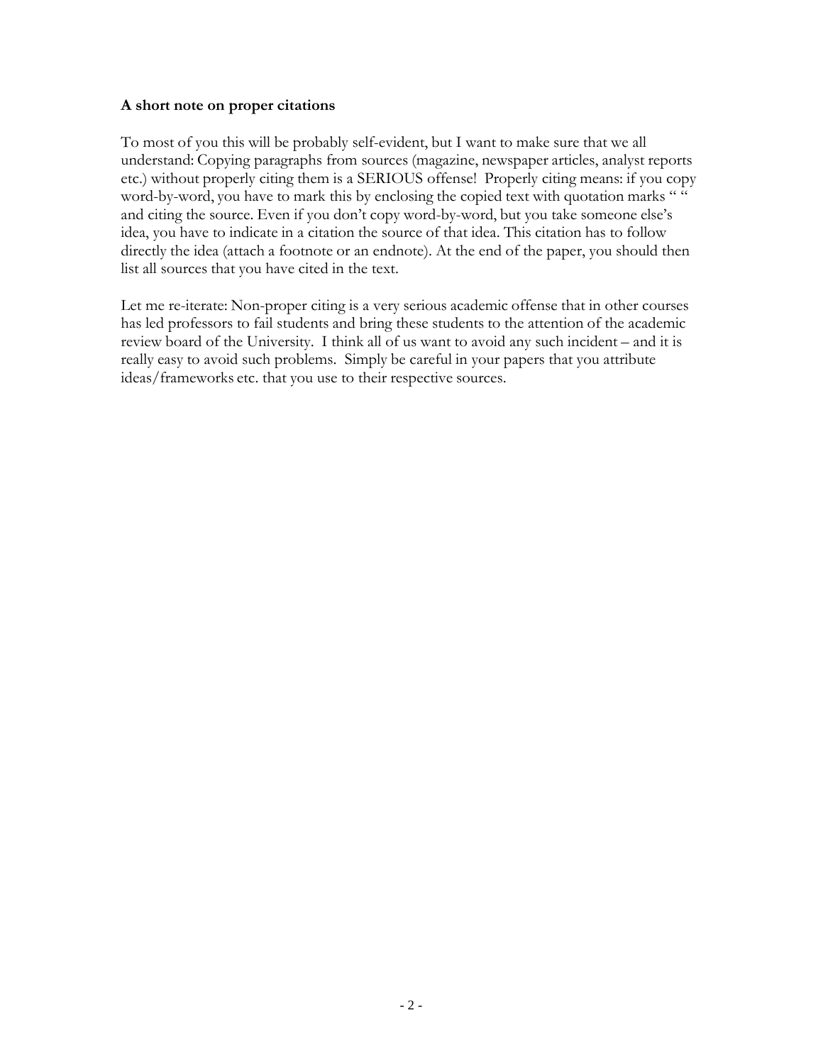**A short note on proper citations**

To most of you this will be probably self-evident, but I want to make sure that we all understand: Copying paragraphs from sources (magazine, newspaper articles, analyst reports etc.) without properly citing them is a SERIOUS offense! Properly citing means: if you copy word-by-word, you have to mark this by enclosing the copied text with quotation marks " " and citing the source. Even if you don't copy word-by-word, but you take someone else's idea, you have to indicate in a citation the source of that idea. This citation has to follow directly the idea (attach a footnote or an endnote). At the end of the paper, you should then list all sources that you have cited in the text.

Let me re-iterate: Non-proper citing is a very serious academic offense that in other courses has led professors to fail students and bring these students to the attention of the academic review board of the University. I think all of us want to avoid any such incident – and it is really easy to avoid such problems. Simply be careful in your papers that you attribute ideas/frameworks etc. that you use to their respective sources.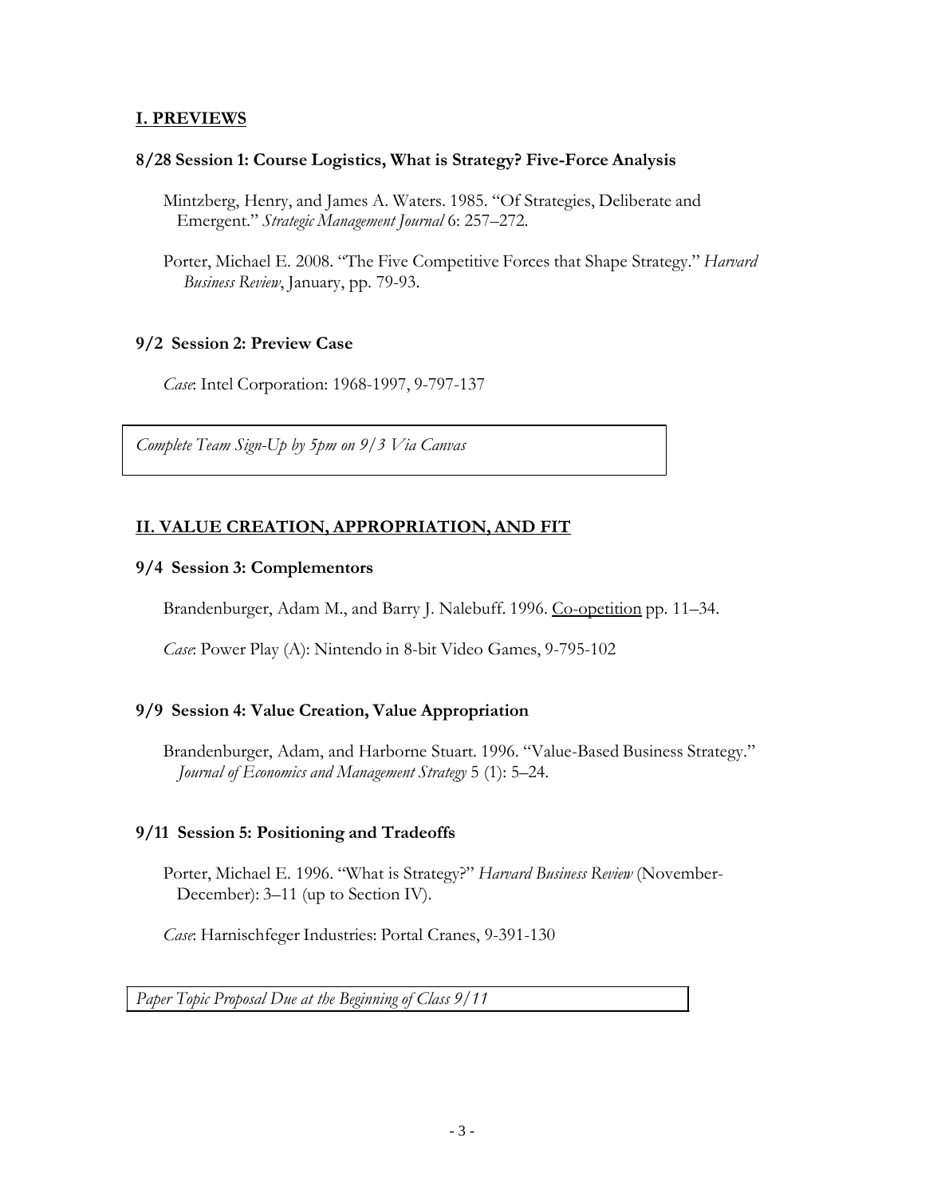## I. PREVIEWS

### 8/28 Session 1: Course Logistics, What is Strategy? Five-Force Analysis

Mintzberg, Henry, and James A. Waters. 1985. "Of Strategies, Deliberate and Emergent." *Strategic Management Journal* 6: 257–272.

Porter, Michael E. 2008. "The Five Competitive Forces that Shape Strategy." *Harvard Business Review*, January, pp. 79-93.

### 9/2 Session 2: Preview Case

*Case*: Intel Corporation: 1968-1997, 9-797-137

*Complete Team Sign-Up by 5pm on 9/3 Via Canvas*

## II. VALUE CREATION, APPROPRIATION, AND FIT

### 9/4 Session 3: Complementors

Brandenburger, Adam M., and Barry J. Nalebuff. 1996. Co-opetition pp. 11–34.

*Case*: Power Play (A): Nintendo in 8-bit Video Games, 9-795-102

### 9/9 Session 4: Value Creation, Value Appropriation

Brandenburger, Adam, and Harborne Stuart. 1996. "Value-Based Business Strategy." *Journal of Economics and Management Strategy* 5 (1): 5–24.

### 9/11 Session 5: Positioning and Tradeoffs

Porter, Michael E. 1996. "What is Strategy?" *Harvard Business Review* (November-December): 3–11 (up to Section IV).

*Case*: Harnischfeger Industries: Portal Cranes, 9-391-130

*Paper Topic Proposal Due at the Beginning of Class 9/11*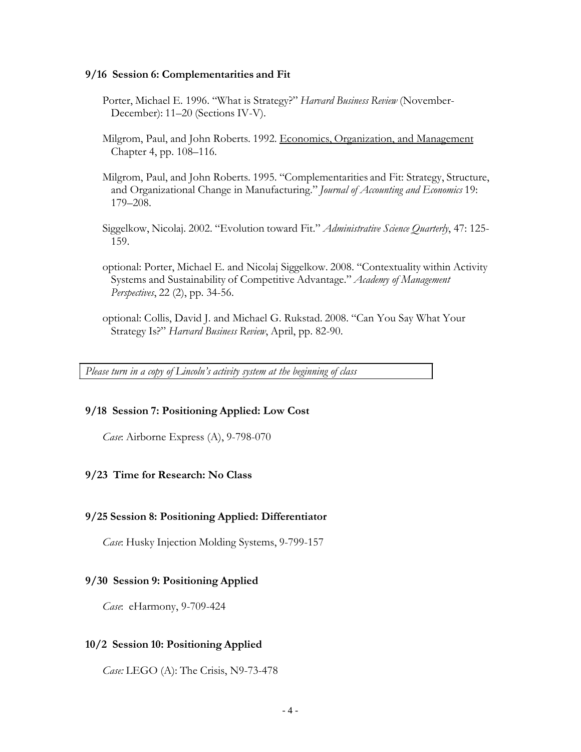**9/16 Session 6: Complementarities and Fit**

Porter, Michael E. 1996. "What is Strategy?" *Harvard Business Review* (November-December): 11–20 (Sections IV-V).

Milgrom, Paul, and John Roberts. 1992. Economics, Organization, and Management Chapter 4, pp. 108–116.

Milgrom, Paul, and John Roberts. 1995. "Complementarities and Fit: Strategy, Structure, and Organizational Change in Manufacturing." *Journal of Accounting and Economics* 19: 179–208.

Siggelkow, Nicolaj. 2002. "Evolution toward Fit." *Administrative Science Quarterly*, 47: 125-159.

optional: Porter, Michael E. and Nicolaj Siggelkow. 2008. "Contextuality within Activity Systems and Sustainability of Competitive Advantage." *Academy of Management Perspectives*, 22 (2), pp. 34-56.

optional: Collis, David J. and Michael G. Rukstad. 2008. "Can You Say What Your Strategy Is?" *Harvard Business Review*, April, pp. 82-90.

*Please turn in a copy of Lincoln's activity system at the beginning of class*

**9/18 Session 7: Positioning Applied: Low Cost**

*Case*: Airborne Express (A), 9-798-070

**9/23 Time for Research: No Class**

**9/25 Session 8: Positioning Applied: Differentiator**

*Case*: Husky Injection Molding Systems, 9-799-157

**9/30 Session 9: Positioning Applied**

*Case*: eHarmony, 9-709-424

**10/2 Session 10: Positioning Applied**

*Case:* LEGO (A): The Crisis, N9-73-478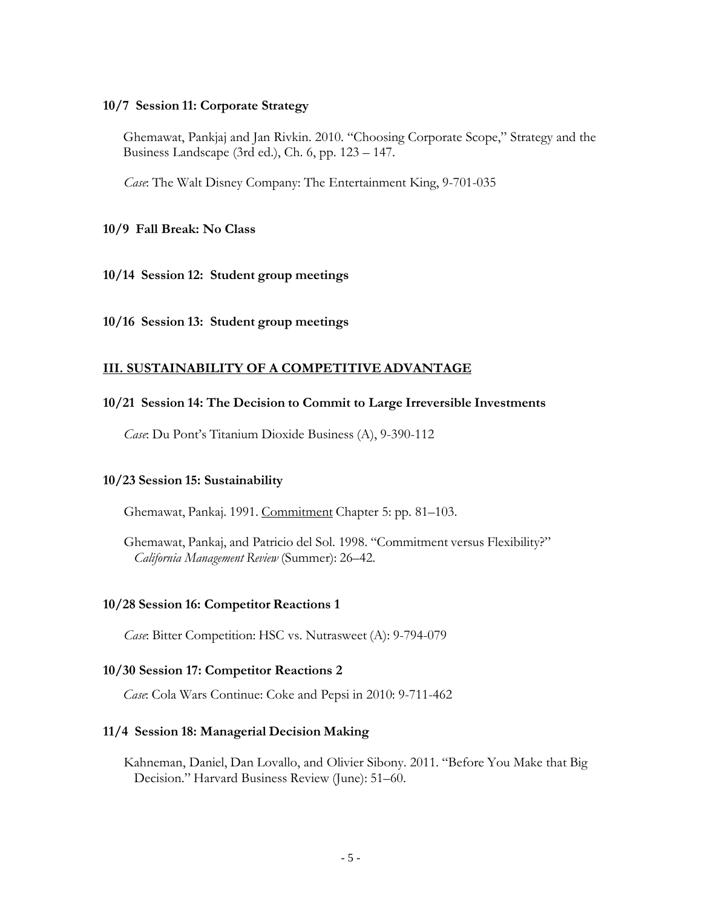**10/7 Session 11: Corporate Strategy**

Ghemawat, Pankjaj and Jan Rivkin. 2010. "Choosing Corporate Scope," Strategy and the Business Landscape (3rd ed.), Ch. 6, pp. 123 – 147.

*Case*: The Walt Disney Company: The Entertainment King, 9-701-035

**10/9 Fall Break: No Class**

**10/14 Session 12: Student group meetings**

**10/16 Session 13: Student group meetings**

## III. SUSTAINABILITY OF A COMPETITIVE ADVANTAGE

**10/21 Session 14: The Decision to Commit to Large Irreversible Investments**

*Case*: Du Pont's Titanium Dioxide Business (A), 9-390-112

**10/23 Session 15: Sustainability**

Ghemawat, Pankaj. 1991. Commitment Chapter 5: pp. 81–103.

Ghemawat, Pankaj, and Patricio del Sol. 1998. "Commitment versus Flexibility?" *California Management Review* (Summer): 26–42.

**10/28 Session 16: Competitor Reactions 1**

*Case*: Bitter Competition: HSC vs. Nutrasweet (A): 9-794-079

**10/30 Session 17: Competitor Reactions 2**

*Case*: Cola Wars Continue: Coke and Pepsi in 2010: 9-711-462

**11/4 Session 18: Managerial Decision Making**

Kahneman, Daniel, Dan Lovallo, and Olivier Sibony. 2011. "Before You Make that Big Decision." Harvard Business Review (June): 51–60.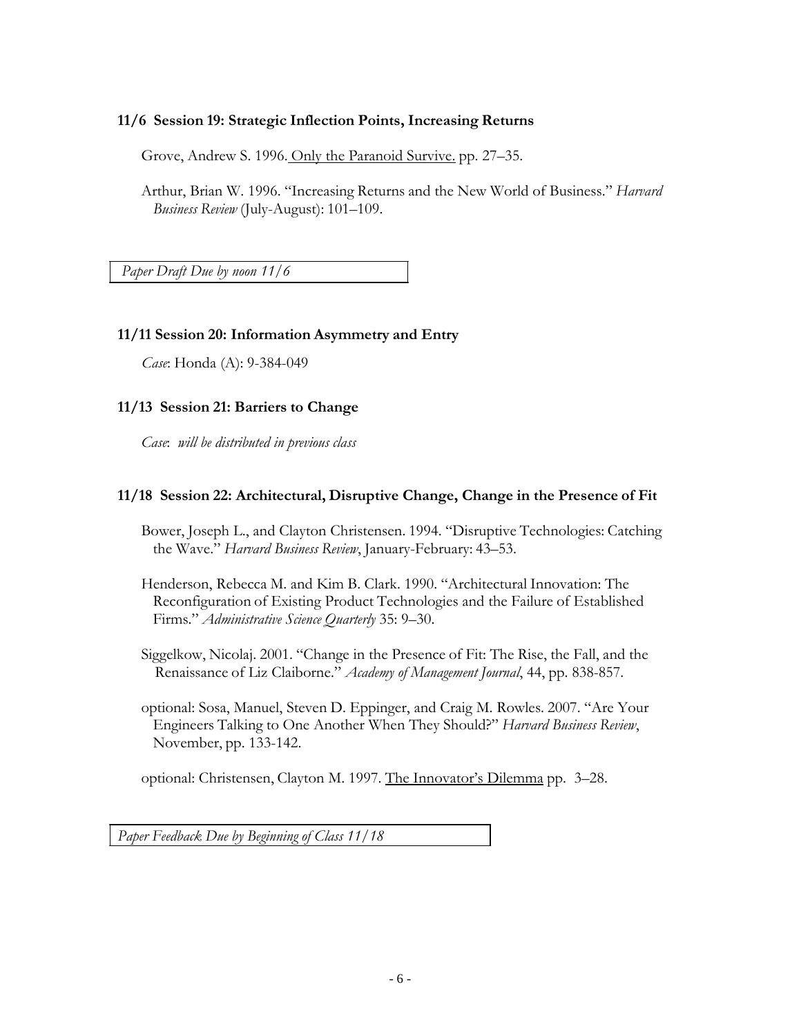### 11/6 Session 19: Strategic Inflection Points, Increasing Returns

Grove, Andrew S. 1996. Only the Paranoid Survive. pp. 27–35.

Arthur, Brian W. 1996. "Increasing Returns and the New World of Business." *Harvard Business Review* (July-August): 101–109.

*Paper Draft Due by noon 11/6*

### 11/11 Session 20: Information Asymmetry and Entry

*Case*: Honda (A): 9-384-049

### 11/13 Session 21: Barriers to Change

*Case*: *will be distributed in previous class*

### 11/18 Session 22: Architectural, Disruptive Change, Change in the Presence of Fit

Bower, Joseph L., and Clayton Christensen. 1994. "Disruptive Technologies: Catching the Wave." *Harvard Business Review*, January-February: 43–53.

Henderson, Rebecca M. and Kim B. Clark. 1990. "Architectural Innovation: The Reconfiguration of Existing Product Technologies and the Failure of Established Firms." *Administrative Science Quarterly* 35: 9–30.

Siggelkow, Nicolaj. 2001. "Change in the Presence of Fit: The Rise, the Fall, and the Renaissance of Liz Claiborne." *Academy of Management Journal*, 44, pp. 838-857.

optional: Sosa, Manuel, Steven D. Eppinger, and Craig M. Rowles. 2007. "Are Your Engineers Talking to One Another When They Should?" *Harvard Business Review*, November, pp. 133-142.

optional: Christensen, Clayton M. 1997. The Innovator's Dilemma pp. 3–28.

*Paper Feedback Due by Beginning of Class 11/18*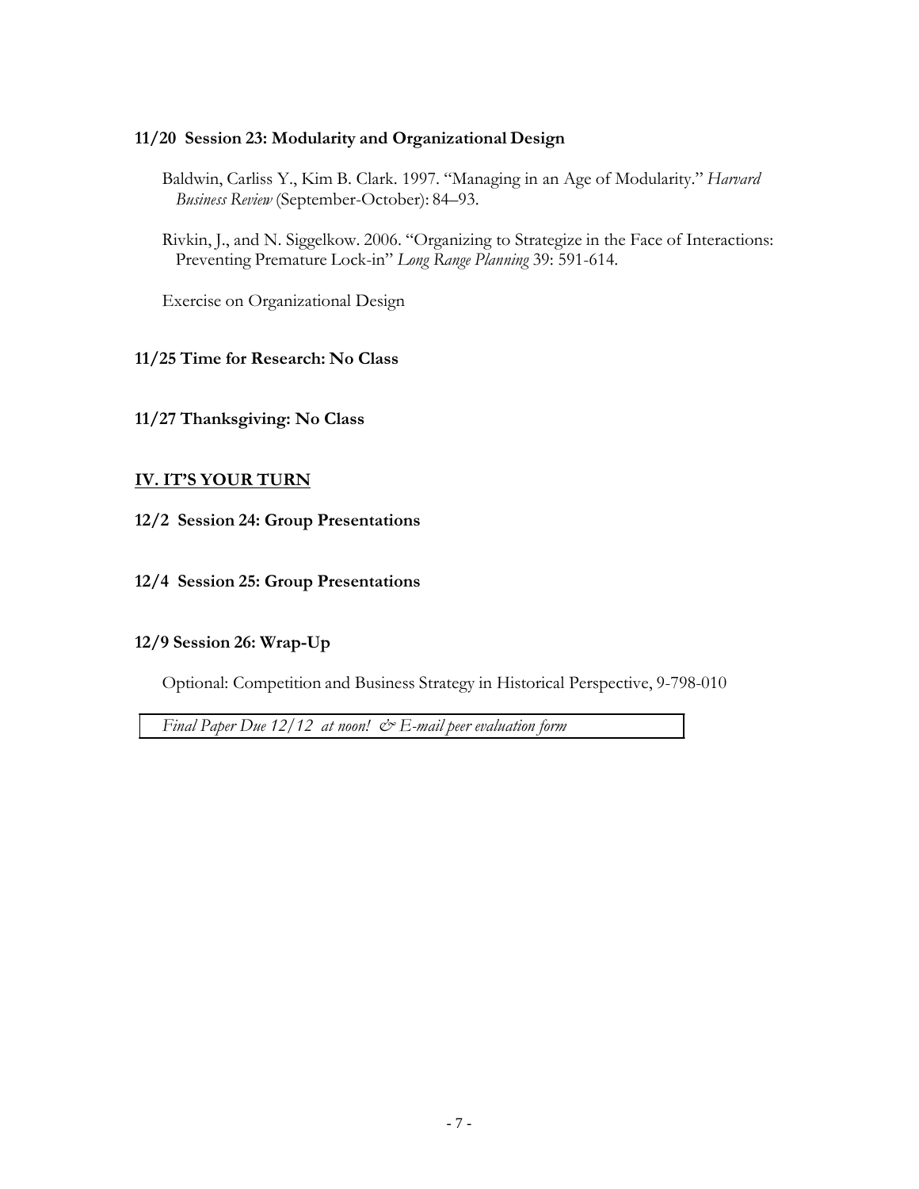**11/20 Session 23: Modularity and Organizational Design**

Baldwin, Carliss Y., Kim B. Clark. 1997. "Managing in an Age of Modularity." *Harvard Business Review* (September-October): 84–93.

Rivkin, J., and N. Siggelkow. 2006. "Organizing to Strategize in the Face of Interactions: Preventing Premature Lock-in" *Long Range Planning* 39: 591-614.

Exercise on Organizational Design

**11/25 Time for Research: No Class**

**11/27 Thanksgiving: No Class**

## IV. IT'S YOUR TURN

**12/2 Session 24: Group Presentations**

**12/4 Session 25: Group Presentations**

**12/9 Session 26: Wrap-Up**

Optional: Competition and Business Strategy in Historical Perspective, 9-798-010

*Final Paper Due 12/12 at noon! & E-mail peer evaluation form*